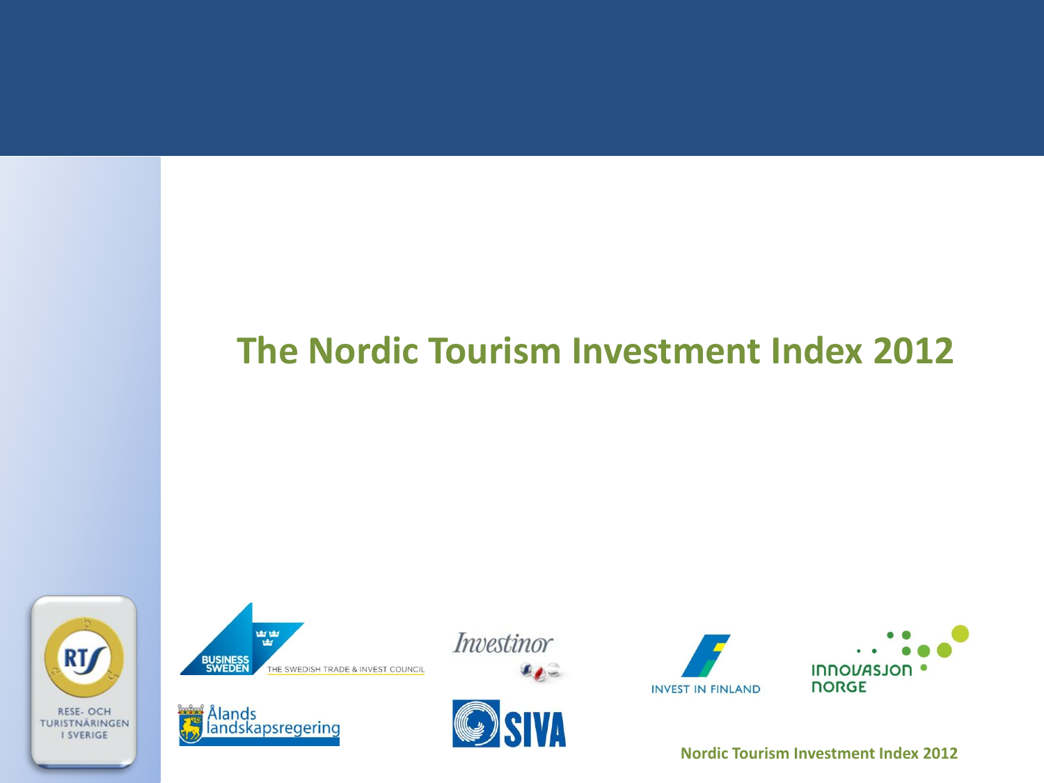# The Nordic Tourism Investment Index 2012

RESE- OCH TURISTNÄRINGEN I SVERIGE

BUSINESS SWEDEN THE SWEDISH TRADE & INVEST COUNCIL

Investinor

INVEST IN FINLAND

INNOVASJON NORGE

Ålands landskapsregering

SIVA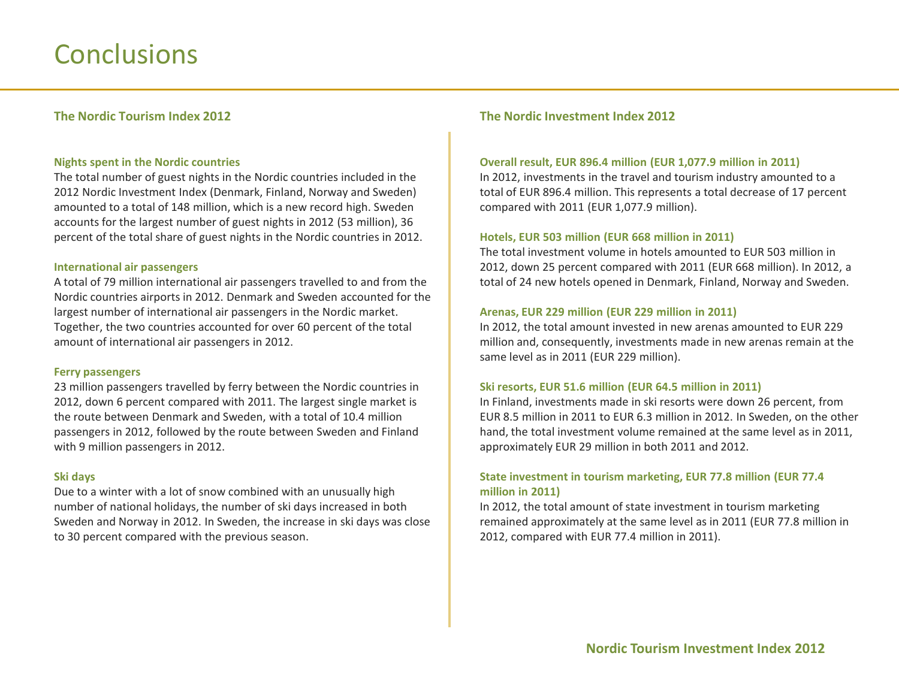# Conclusions

## The Nordic Tourism Index 2012

### Nights spent in the Nordic countries

The total number of guest nights in the Nordic countries included in the 2012 Nordic Investment Index (Denmark, Finland, Norway and Sweden) amounted to a total of 148 million, which is a new record high. Sweden accounts for the largest number of guest nights in 2012 (53 million), 36 percent of the total share of guest nights in the Nordic countries in 2012.

### International air passengers

A total of 79 million international air passengers travelled to and from the Nordic countries airports in 2012. Denmark and Sweden accounted for the largest number of international air passengers in the Nordic market. Together, the two countries accounted for over 60 percent of the total amount of international air passengers in 2012.

### Ferry passengers

23 million passengers travelled by ferry between the Nordic countries in 2012, down 6 percent compared with 2011. The largest single market is the route between Denmark and Sweden, with a total of 10.4 million passengers in 2012, followed by the route between Sweden and Finland with 9 million passengers in 2012.

### Ski days

Due to a winter with a lot of snow combined with an unusually high number of national holidays, the number of ski days increased in both Sweden and Norway in 2012. In Sweden, the increase in ski days was close to 30 percent compared with the previous season.

## The Nordic Investment Index 2012

### Overall result, EUR 896.4 million (EUR 1,077.9 million in 2011)

In 2012, investments in the travel and tourism industry amounted to a total of EUR 896.4 million. This represents a total decrease of 17 percent compared with 2011 (EUR 1,077.9 million).

### Hotels, EUR 503 million (EUR 668 million in 2011)

The total investment volume in hotels amounted to EUR 503 million in 2012, down 25 percent compared with 2011 (EUR 668 million). In 2012, a total of 24 new hotels opened in Denmark, Finland, Norway and Sweden.

### Arenas, EUR 229 million (EUR 229 million in 2011)

In 2012, the total amount invested in new arenas amounted to EUR 229 million and, consequently, investments made in new arenas remain at the same level as in 2011 (EUR 229 million).

### Ski resorts, EUR 51.6 million (EUR 64.5 million in 2011)

In Finland, investments made in ski resorts were down 26 percent, from EUR 8.5 million in 2011 to EUR 6.3 million in 2012. In Sweden, on the other hand, the total investment volume remained at the same level as in 2011, approximately EUR 29 million in both 2011 and 2012.

### State investment in tourism marketing, EUR 77.8 million (EUR 77.4 million in 2011)

In 2012, the total amount of state investment in tourism marketing remained approximately at the same level as in 2011 (EUR 77.8 million in 2012, compared with EUR 77.4 million in 2011).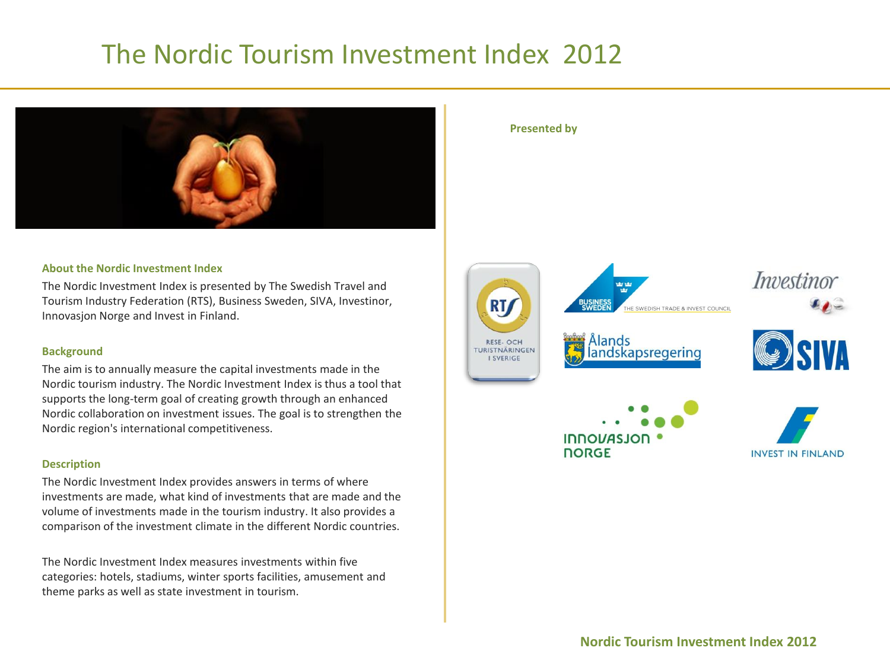# The Nordic Tourism Investment Index 2012

**Presented by**

### About the Nordic Investment Index

The Nordic Investment Index is presented by The Swedish Travel and Tourism Industry Federation (RTS), Business Sweden, SIVA, Investinor, Innovasjon Norge and Invest in Finland.

### Background

The aim is to annually measure the capital investments made in the Nordic tourism industry. The Nordic Investment Index is thus a tool that supports the long-term goal of creating growth through an enhanced Nordic collaboration on investment issues. The goal is to strengthen the Nordic region's international competitiveness.

### Description

The Nordic Investment Index provides answers in terms of where investments are made, what kind of investments that are made and the volume of investments made in the tourism industry. It also provides a comparison of the investment climate in the different Nordic countries.

The Nordic Investment Index measures investments within five categories: hotels, stadiums, winter sports facilities, amusement and theme parks as well as state investment in tourism.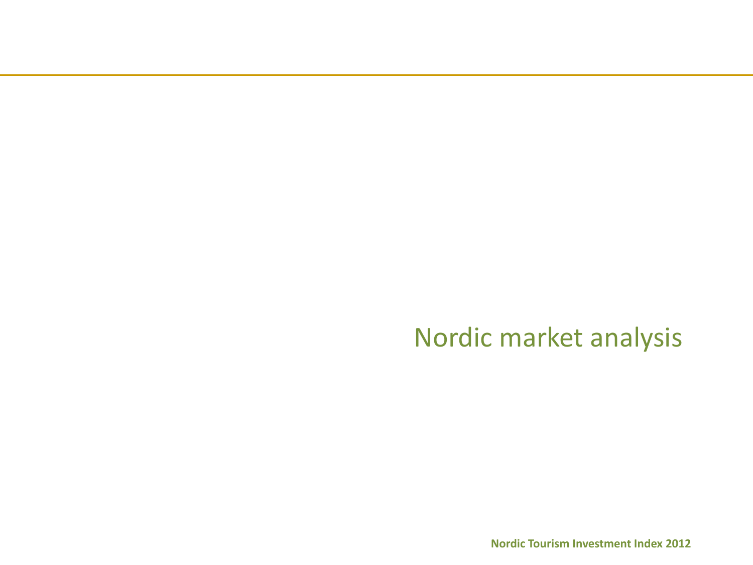# Nordic market analysis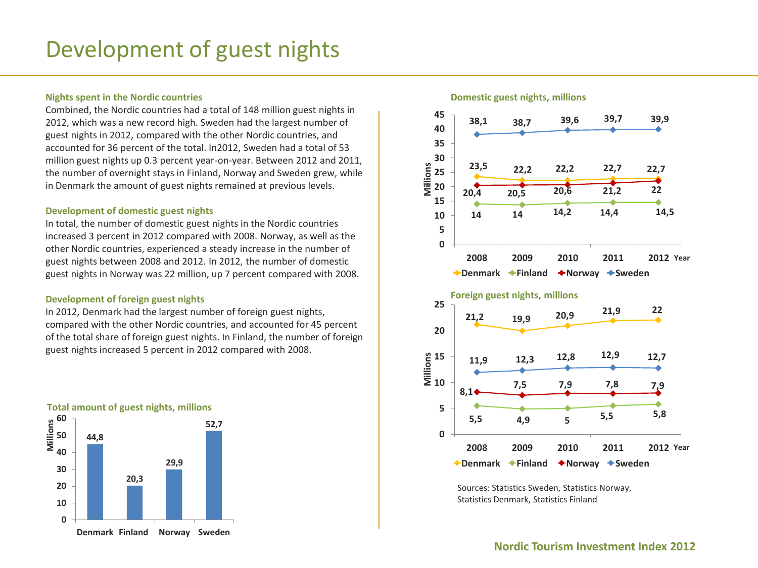# Development of guest nights

**Nights spent in the Nordic countries**

Combined, the Nordic countries had a total of 148 million guest nights in 2012, which was a new record high. Sweden had the largest number of guest nights in 2012, compared with the other Nordic countries, and accounted for 36 percent of the total. In2012, Sweden had a total of 53 million guest nights up 0.3 percent year-on-year. Between 2012 and 2011, the number of overnight stays in Finland, Norway and Sweden grew, while in Denmark the amount of guest nights remained at previous levels.

**Development of domestic guest nights**

In total, the number of domestic guest nights in the Nordic countries increased 3 percent in 2012 compared with 2008. Norway, as well as the other Nordic countries, experienced a steady increase in the number of guest nights between 2008 and 2012. In 2012, the number of domestic guest nights in Norway was 22 million, up 7 percent compared with 2008.

**Development of foreign guest nights**

In 2012, Denmark had the largest number of foreign guest nights, compared with the other Nordic countries, and accounted for 45 percent of the total share of foreign guest nights. In Finland, the number of foreign guest nights increased 5 percent in 2012 compared with 2008.

**Total amount of guest nights, millions**

| | Denmark | Finland | Norway | Sweden |
|---|---|---|---|---|
| Millions | 44,8 | 20,3 | 29,9 | 52,7 |

**Domestic guest nights, millions**

| Year | 2008 | 2009 | 2010 | 2011 | 2012 |
|---|---|---|---|---|---|
| Denmark | 23,5 | 22,2 | 22,2 | 22,7 | 22,7 |
| Finland | 14 | 14 | 14,2 | 14,4 | 14,5 |
| Norway | 20,4 | 20,5 | 20,6 | 21,2 | 22 |
| Sweden | 38,1 | 38,7 | 39,6 | 39,7 | 39,9 |

**Foreign guest nights, millions**

| Year | 2008 | 2009 | 2010 | 2011 | 2012 |
|---|---|---|---|---|---|
| Denmark | 21,2 | 19,9 | 20,9 | 21,9 | 22 |
| Finland | 5,5 | 4,9 | 5 | 5,5 | 5,8 |
| Norway | 8,1 | 7,5 | 7,9 | 7,8 | 7,9 |
| Sweden | 11,9 | 12,3 | 12,8 | 12,9 | 12,7 |

Sources: Statistics Sweden, Statistics Norway, Statistics Denmark, Statistics Finland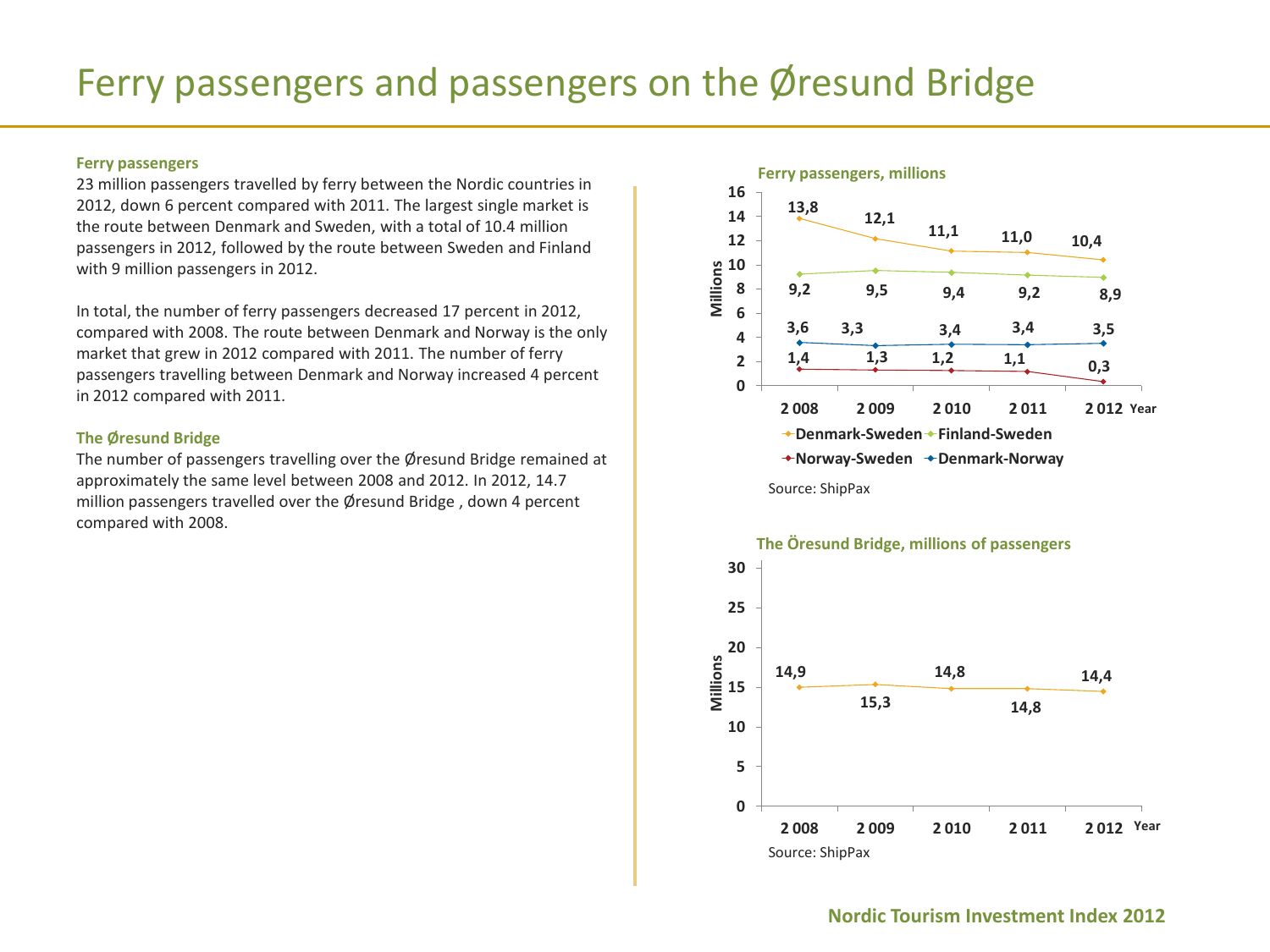# Ferry passengers and passengers on the Øresund Bridge

### Ferry passengers

23 million passengers travelled by ferry between the Nordic countries in 2012, down 6 percent compared with 2011. The largest single market is the route between Denmark and Sweden, with a total of 10.4 million passengers in 2012, followed by the route between Sweden and Finland with 9 million passengers in 2012.

In total, the number of ferry passengers decreased 17 percent in 2012, compared with 2008. The route between Denmark and Norway is the only market that grew in 2012 compared with 2011. The number of ferry passengers travelling between Denmark and Norway increased 4 percent in 2012 compared with 2011.

### The Øresund Bridge

The number of passengers travelling over the Øresund Bridge remained at approximately the same level between 2008 and 2012. In 2012, 14.7 million passengers travelled over the Øresund Bridge , down 4 percent compared with 2008.

**Ferry passengers, millions**

| Year | Denmark-Sweden | Finland-Sweden | Norway-Sweden | Denmark-Norway |
|---|---|---|---|---|
| 2 008 | 13,8 | 9,2 | 1,4 | 3,6 |
| 2 009 | 12,1 | 9,5 | 1,3 | 3,3 |
| 2 010 | 11,1 | 9,4 | 1,2 | 3,4 |
| 2 011 | 11,0 | 9,2 | 1,1 | 3,4 |
| 2 012 | 10,4 | 8,9 | 0,3 | 3,5 |

Source: ShipPax

**The Öresund Bridge, millions of passengers**

| Year | Millions |
|---|---|
| 2 008 | 14,9 |
| 2 009 | 15,3 |
| 2 010 | 14,8 |
| 2 011 | 14,8 |
| 2 012 | 14,4 |

Source: ShipPax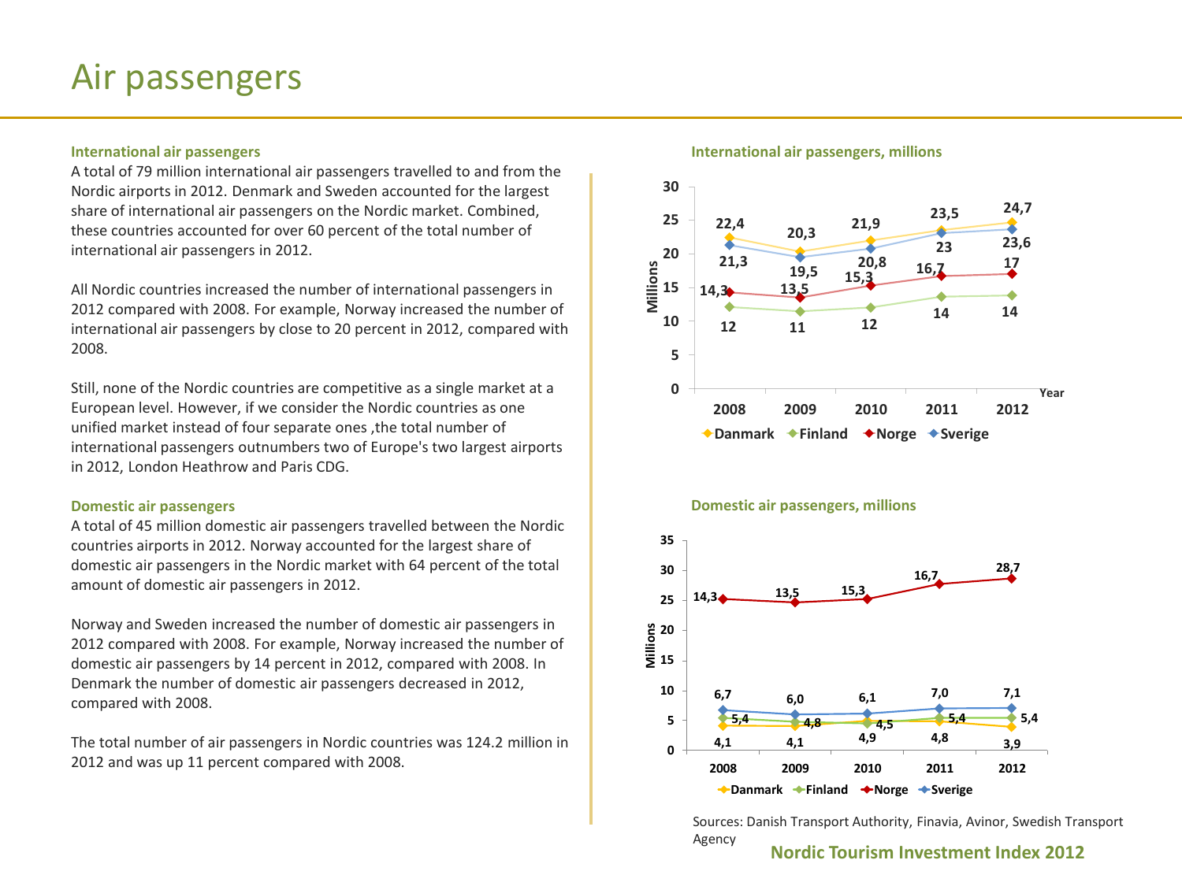# Air passengers

### International air passengers

A total of 79 million international air passengers travelled to and from the Nordic airports in 2012. Denmark and Sweden accounted for the largest share of international air passengers on the Nordic market. Combined, these countries accounted for over 60 percent of the total number of international air passengers in 2012.

All Nordic countries increased the number of international passengers in 2012 compared with 2008. For example, Norway increased the number of international air passengers by close to 20 percent in 2012, compared with 2008.

Still, none of the Nordic countries are competitive as a single market at a European level. However, if we consider the Nordic countries as one unified market instead of four separate ones ,the total number of international passengers outnumbers two of Europe's two largest airports in 2012, London Heathrow and Paris CDG.

### Domestic air passengers

A total of 45 million domestic air passengers travelled between the Nordic countries airports in 2012. Norway accounted for the largest share of domestic air passengers in the Nordic market with 64 percent of the total amount of domestic air passengers in 2012.

Norway and Sweden increased the number of domestic air passengers in 2012 compared with 2008. For example, Norway increased the number of domestic air passengers by 14 percent in 2012, compared with 2008. In Denmark the number of domestic air passengers decreased in 2012, compared with 2008.

The total number of air passengers in Nordic countries was 124.2 million in 2012 and was up 11 percent compared with 2008.

**International air passengers, millions**

| Year | Danmark | Finland | Norge | Sverige |
|---|---|---|---|---|
| 2008 | 22,4 | 12 | 14,3 | 21,3 |
| 2009 | 20,3 | 11 | 13,5 | 19,5 |
| 2010 | 21,9 | 12 | 15,3 | 20,8 |
| 2011 | 23,5 | 14 | 16,7 | 23 |
| 2012 | 24,7 | 14 | 17 | 23,6 |

**Domestic air passengers, millions**

| Year | Danmark | Finland | Norge | Sverige |
|---|---|---|---|---|
| 2008 | 4,1 | 5,4 | 14,3 | 6,7 |
| 2009 | 4,1 | 4,8 | 13,5 | 6,0 |
| 2010 | 4,9 | 4,5 | 15,3 | 6,1 |
| 2011 | 4,8 | 5,4 | 16,7 | 7,0 |
| 2012 | 3,9 | 5,4 | 28,7 | 7,1 |

Sources: Danish Transport Authority, Finavia, Avinor, Swedish Transport Agency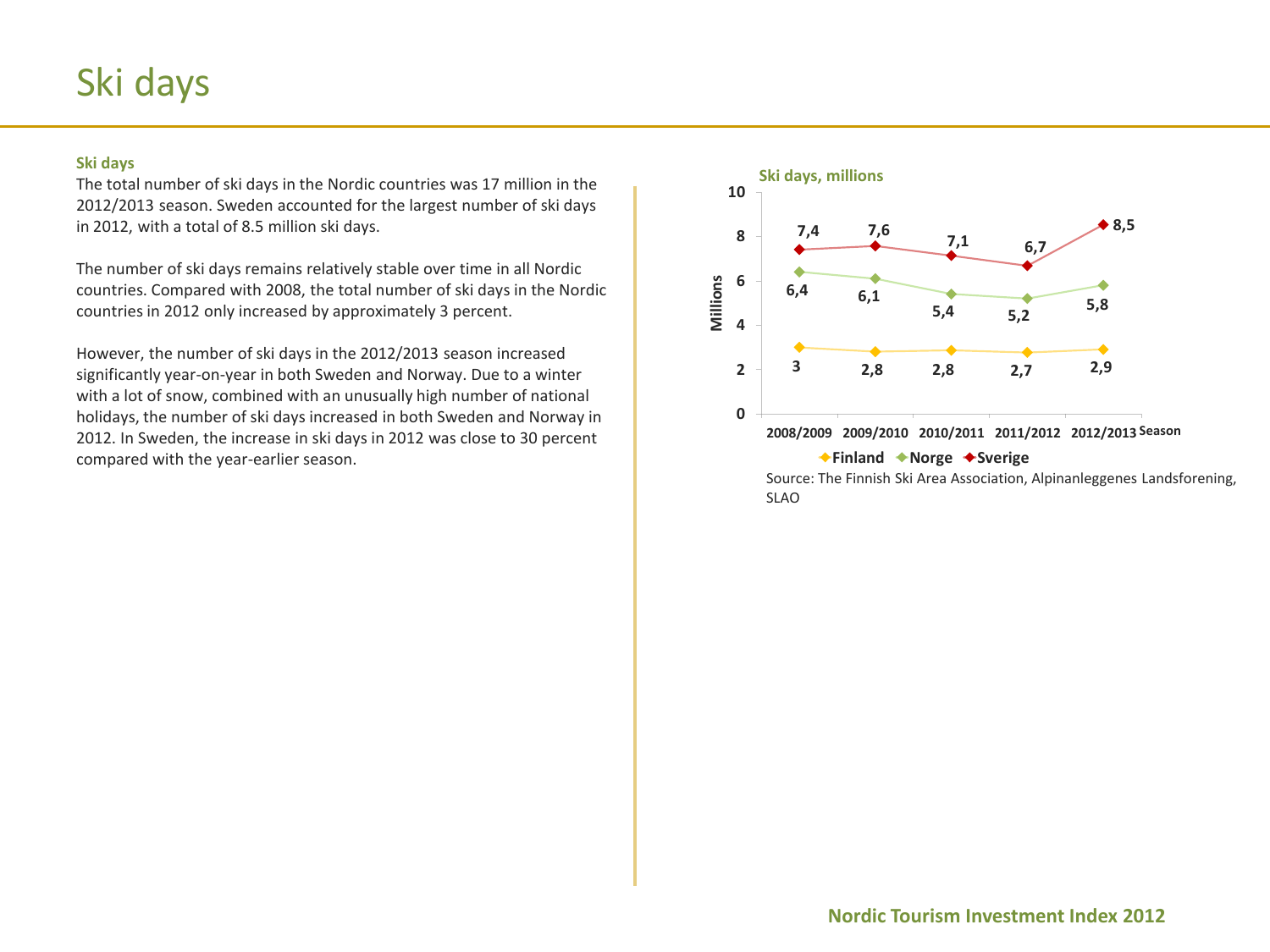# Ski days

**Ski days**

The total number of ski days in the Nordic countries was 17 million in the 2012/2013 season. Sweden accounted for the largest number of ski days in 2012, with a total of 8.5 million ski days.

The number of ski days remains relatively stable over time in all Nordic countries. Compared with 2008, the total number of ski days in the Nordic countries in 2012 only increased by approximately 3 percent.

However, the number of ski days in the 2012/2013 season increased significantly year-on-year in both Sweden and Norway. Due to a winter with a lot of snow, combined with an unusually high number of national holidays, the number of ski days increased in both Sweden and Norway in 2012. In Sweden, the increase in ski days in 2012 was close to 30 percent compared with the year-earlier season.

**Ski days, millions**

| Season | Finland | Norge | Sverige |
|---|---|---|---|
| 2008/2009 | 3 | 6,4 | 7,4 |
| 2009/2010 | 2,8 | 6,1 | 7,6 |
| 2010/2011 | 2,8 | 5,4 | 7,1 |
| 2011/2012 | 2,7 | 5,2 | 6,7 |
| 2012/2013 | 2,9 | 5,8 | 8,5 |

Source: The Finnish Ski Area Association, Alpinanleggenes Landsforening, SLAO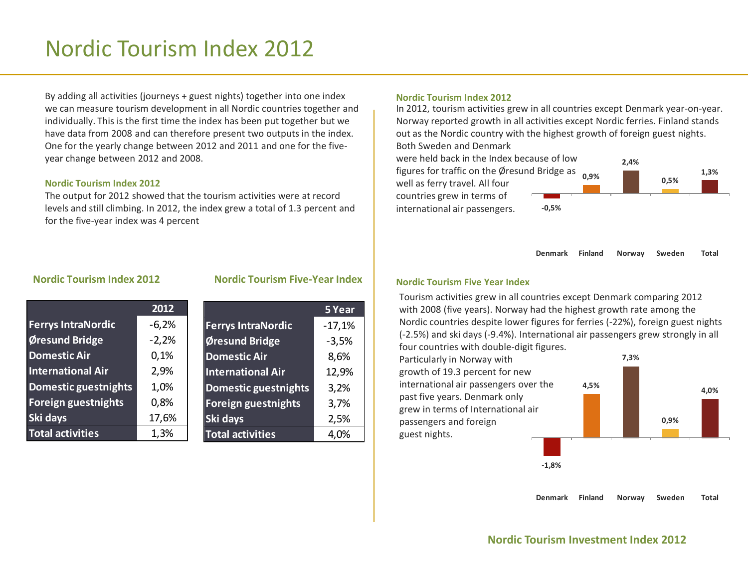# Nordic Tourism Index 2012

By adding all activities (journeys + guest nights) together into one index we can measure tourism development in all Nordic countries together and individually. This is the first time the index has been put together but we have data from 2008 and can therefore present two outputs in the index. One for the yearly change between 2012 and 2011 and one for the five-year change between 2012 and 2008.

### Nordic Tourism Index 2012

The output for 2012 showed that the tourism activities were at record levels and still climbing. In 2012, the index grew a total of 1.3 percent and for the five-year index was 4 percent

### Nordic Tourism Index 2012

| | 2012 |
|---|---|
| Ferrys IntraNordic | -6,2% |
| Øresund Bridge | -2,2% |
| Domestic Air | 0,1% |
| International Air | 2,9% |
| Domestic guestnights | 1,0% |
| Foreign guestnights | 0,8% |
| Ski days | 17,6% |
| Total activities | 1,3% |

### Nordic Tourism Five-Year Index

| | 5 Year |
|---|---|
| Ferrys IntraNordic | -17,1% |
| Øresund Bridge | -3,5% |
| Domestic Air | 8,6% |
| International Air | 12,9% |
| Domestic guestnights | 3,2% |
| Foreign guestnights | 3,7% |
| Ski days | 2,5% |
| Total activities | 4,0% |

### Nordic Tourism Index 2012

In 2012, tourism activities grew in all countries except Denmark year-on-year. Norway reported growth in all activities except Nordic ferries. Finland stands out as the Nordic country with the highest growth of foreign guest nights. Both Sweden and Denmark were held back in the Index because of low figures for traffic on the Øresund Bridge as well as ferry travel. All four countries grew in terms of international air passengers.

| Denmark | Finland | Norway | Sweden | Total |
|---|---|---|---|---|
| -0,5% | 0,9% | 2,4% | 0,5% | 1,3% |

### Nordic Tourism Five Year Index

Tourism activities grew in all countries except Denmark comparing 2012 with 2008 (five years). Norway had the highest growth rate among the Nordic countries despite lower figures for ferries (-22%), foreign guest nights (-2.5%) and ski days (-9.4%). International air passengers grew strongly in all four countries with double-digit figures. Particularly in Norway with growth of 19.3 percent for new international air passengers over the past five years. Denmark only grew in terms of International air passengers and foreign guest nights.

| Denmark | Finland | Norway | Sweden | Total |
|---|---|---|---|---|
| -1,8% | 4,5% | 7,3% | 0,9% | 4,0% |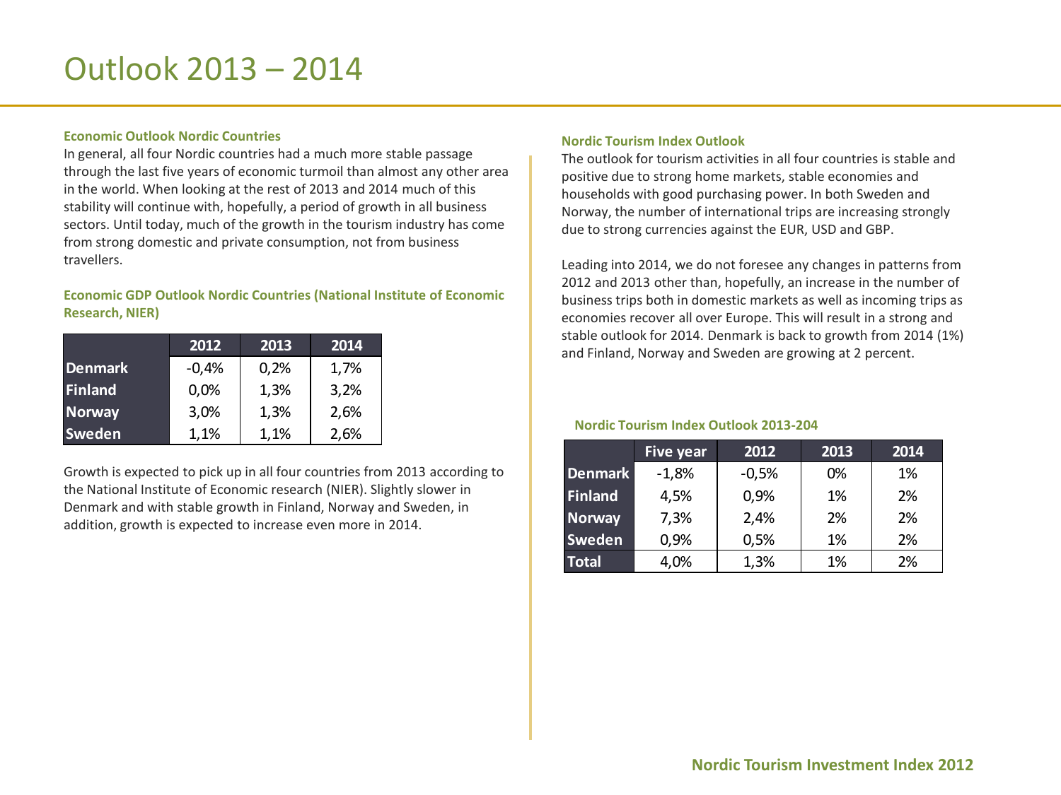# Outlook 2013 – 2014

### Economic Outlook Nordic Countries

In general, all four Nordic countries had a much more stable passage through the last five years of economic turmoil than almost any other area in the world. When looking at the rest of 2013 and 2014 much of this stability will continue with, hopefully, a period of growth in all business sectors. Until today, much of the growth in the tourism industry has come from strong domestic and private consumption, not from business travellers.

### Economic GDP Outlook Nordic Countries (National Institute of Economic Research, NIER)

| | 2012 | 2013 | 2014 |
|---|---|---|---|
| Denmark | -0,4% | 0,2% | 1,7% |
| Finland | 0,0% | 1,3% | 3,2% |
| Norway | 3,0% | 1,3% | 2,6% |
| Sweden | 1,1% | 1,1% | 2,6% |

Growth is expected to pick up in all four countries from 2013 according to the National Institute of Economic research (NIER). Slightly slower in Denmark and with stable growth in Finland, Norway and Sweden, in addition, growth is expected to increase even more in 2014.

### Nordic Tourism Index Outlook

The outlook for tourism activities in all four countries is stable and positive due to strong home markets, stable economies and households with good purchasing power. In both Sweden and Norway, the number of international trips are increasing strongly due to strong currencies against the EUR, USD and GBP.

Leading into 2014, we do not foresee any changes in patterns from 2012 and 2013 other than, hopefully, an increase in the number of business trips both in domestic markets as well as incoming trips as economies recover all over Europe. This will result in a strong and stable outlook for 2014. Denmark is back to growth from 2014 (1%) and Finland, Norway and Sweden are growing at 2 percent.

### Nordic Tourism Index Outlook 2013-204

| | Five year | 2012 | 2013 | 2014 |
|---|---|---|---|---|
| Denmark | -1,8% | -0,5% | 0% | 1% |
| Finland | 4,5% | 0,9% | 1% | 2% |
| Norway | 7,3% | 2,4% | 2% | 2% |
| Sweden | 0,9% | 0,5% | 1% | 2% |
| Total | 4,0% | 1,3% | 1% | 2% |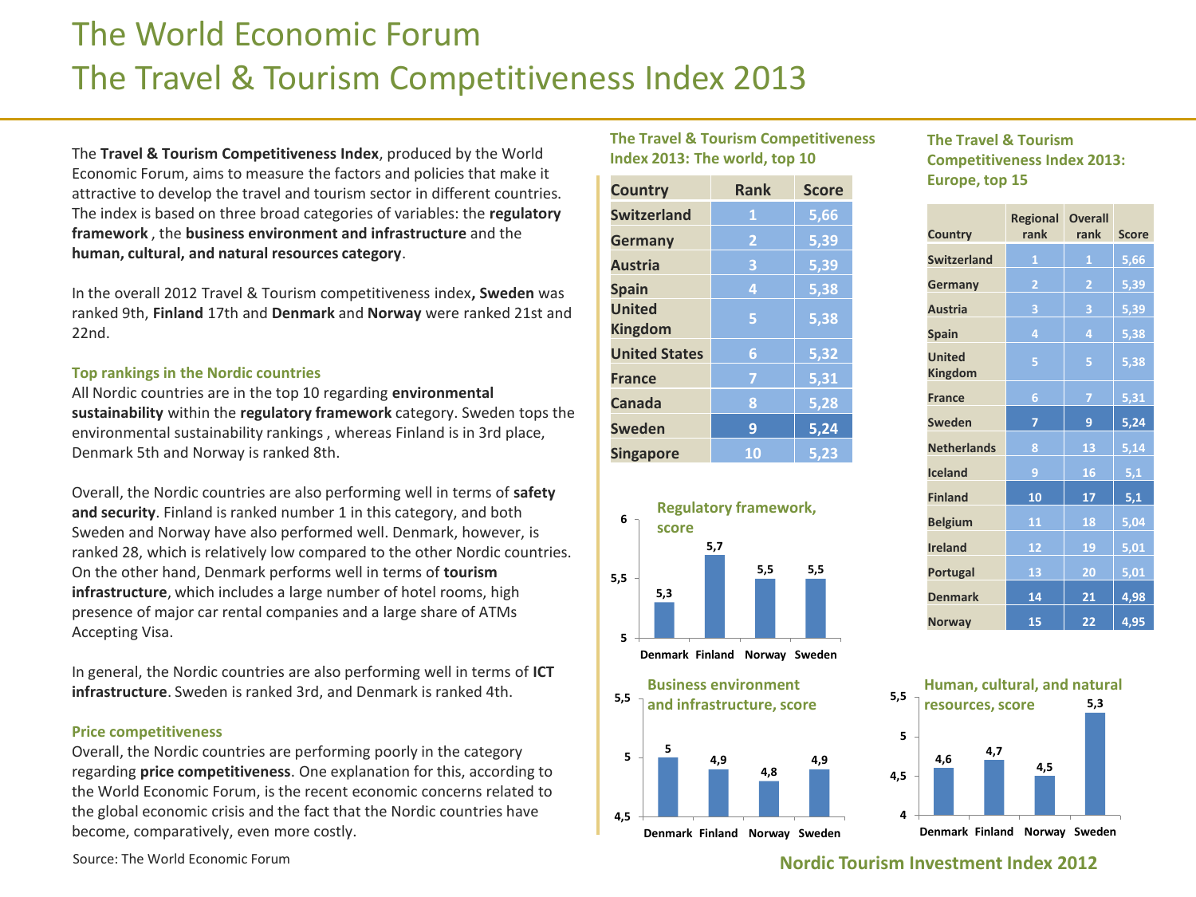# The World Economic Forum
# The Travel & Tourism Competitiveness Index 2013

The **Travel & Tourism Competitiveness Index**, produced by the World Economic Forum, aims to measure the factors and policies that make it attractive to develop the travel and tourism sector in different countries. The index is based on three broad categories of variables: the **regulatory framework** , the **business environment and infrastructure** and the **human, cultural, and natural resources category**.

In the overall 2012 Travel & Tourism competitiveness index**, Sweden** was ranked 9th, **Finland** 17th and **Denmark** and **Norway** were ranked 21st and 22nd.

### Top rankings in the Nordic countries

All Nordic countries are in the top 10 regarding **environmental sustainability** within the **regulatory framework** category. Sweden tops the environmental sustainability rankings , whereas Finland is in 3rd place, Denmark 5th and Norway is ranked 8th.

Overall, the Nordic countries are also performing well in terms of **safety and security**. Finland is ranked number 1 in this category, and both Sweden and Norway have also performed well. Denmark, however, is ranked 28, which is relatively low compared to the other Nordic countries. On the other hand, Denmark performs well in terms of **tourism infrastructure**, which includes a large number of hotel rooms, high presence of major car rental companies and a large share of ATMs Accepting Visa.

In general, the Nordic countries are also performing well in terms of **ICT infrastructure**. Sweden is ranked 3rd, and Denmark is ranked 4th.

### Price competitiveness

Overall, the Nordic countries are performing poorly in the category regarding **price competitiveness**. One explanation for this, according to the World Economic Forum, is the recent economic concerns related to the global economic crisis and the fact that the Nordic countries have become, comparatively, even more costly.

Source: The World Economic Forum

### The Travel & Tourism Competitiveness Index 2013: The world, top 10

| Country | Rank | Score |
|---|---|---|
| Switzerland | 1 | 5,66 |
| Germany | 2 | 5,39 |
| Austria | 3 | 5,39 |
| Spain | 4 | 5,38 |
| United Kingdom | 5 | 5,38 |
| United States | 6 | 5,32 |
| France | 7 | 5,31 |
| Canada | 8 | 5,28 |
| Sweden | 9 | 5,24 |
| Singapore | 10 | 5,23 |

### The Travel & Tourism Competitiveness Index 2013: Europe, top 15

| Country | Regional rank | Overall rank | Score |
|---|---|---|---|
| Switzerland | 1 | 1 | 5,66 |
| Germany | 2 | 2 | 5,39 |
| Austria | 3 | 3 | 5,39 |
| Spain | 4 | 4 | 5,38 |
| United Kingdom | 5 | 5 | 5,38 |
| France | 6 | 7 | 5,31 |
| Sweden | 7 | 9 | 5,24 |
| Netherlands | 8 | 13 | 5,14 |
| Iceland | 9 | 16 | 5,1 |
| Finland | 10 | 17 | 5,1 |
| Belgium | 11 | 18 | 5,04 |
| Ireland | 12 | 19 | 5,01 |
| Portugal | 13 | 20 | 5,01 |
| Denmark | 14 | 21 | 4,98 |
| Norway | 15 | 22 | 4,95 |

### Regulatory framework, score

| Denmark | Finland | Norway | Sweden |
|---|---|---|---|
| 5,3 | 5,7 | 5,5 | 5,5 |

### Business environment and infrastructure, score

| Denmark | Finland | Norway | Sweden |
|---|---|---|---|
| 5 | 4,9 | 4,8 | 4,9 |

### Human, cultural, and natural resources, score

| Denmark | Finland | Norway | Sweden |
|---|---|---|---|
| 4,6 | 4,7 | 4,5 | 5,3 |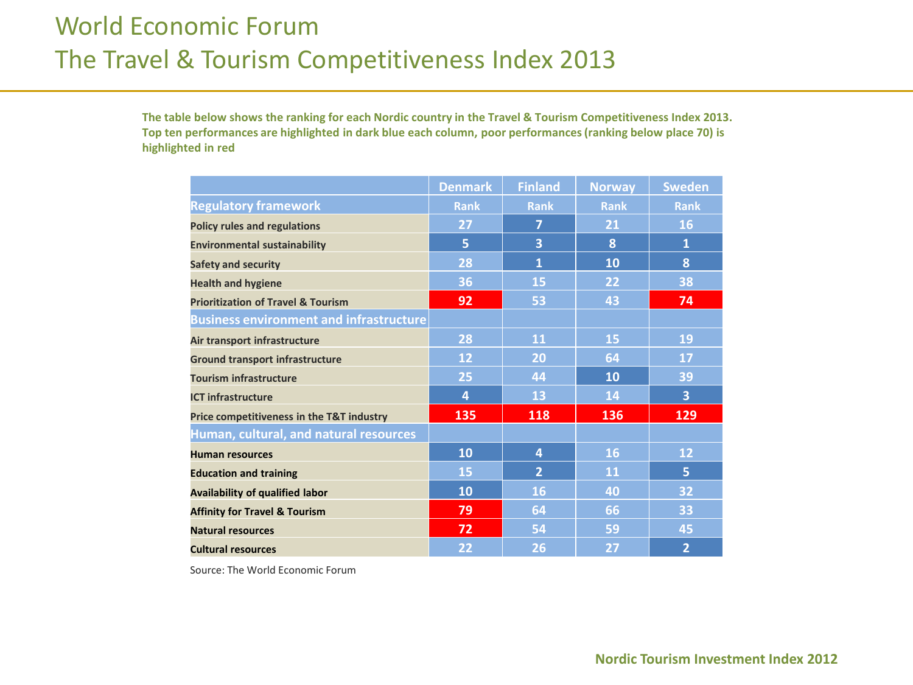# World Economic Forum
# The Travel & Tourism Competitiveness Index 2013

**The table below shows the ranking for each Nordic country in the Travel & Tourism Competitiveness Index 2013. Top ten performances are highlighted in dark blue each column, poor performances (ranking below place 70) is highlighted in red**

| | Denmark | Finland | Norway | Sweden |
|---|---|---|---|---|
| **Regulatory framework** | Rank | Rank | Rank | Rank |
| Policy rules and regulations | 27 | 7 | 21 | 16 |
| Environmental sustainability | 5 | 3 | 8 | 1 |
| Safety and security | 28 | 1 | 10 | 8 |
| Health and hygiene | 36 | 15 | 22 | 38 |
| Prioritization of Travel & Tourism | 92 | 53 | 43 | 74 |
| **Business environment and infrastructure** | | | | |
| Air transport infrastructure | 28 | 11 | 15 | 19 |
| Ground transport infrastructure | 12 | 20 | 64 | 17 |
| Tourism infrastructure | 25 | 44 | 10 | 39 |
| ICT infrastructure | 4 | 13 | 14 | 3 |
| Price competitiveness in the T&T industry | 135 | 118 | 136 | 129 |
| **Human, cultural, and natural resources** | | | | |
| Human resources | 10 | 4 | 16 | 12 |
| Education and training | 15 | 2 | 11 | 5 |
| Availability of qualified labor | 10 | 16 | 40 | 32 |
| Affinity for Travel & Tourism | 79 | 64 | 66 | 33 |
| Natural resources | 72 | 54 | 59 | 45 |
| Cultural resources | 22 | 26 | 27 | 2 |

Source: The World Economic Forum

**Nordic Tourism Investment Index 2012**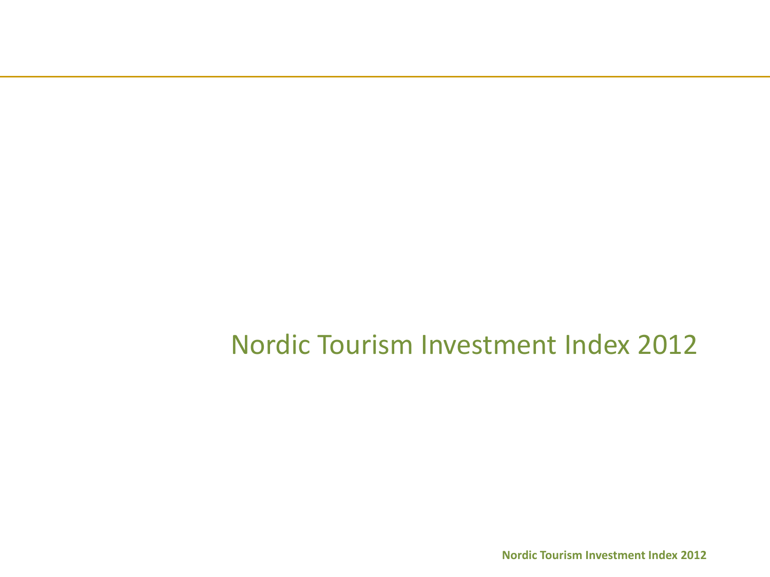# Nordic Tourism Investment Index 2012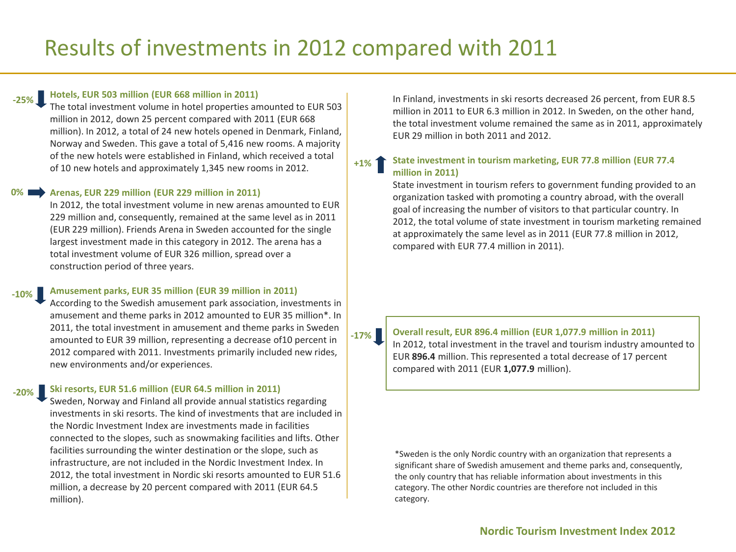# Results of investments in 2012 compared with 2011

**-25%** **Hotels, EUR 503 million (EUR 668 million in 2011)**

The total investment volume in hotel properties amounted to EUR 503 million in 2012, down 25 percent compared with 2011 (EUR 668 million). In 2012, a total of 24 new hotels opened in Denmark, Finland, Norway and Sweden. This gave a total of 5,416 new rooms. A majority of the new hotels were established in Finland, which received a total of 10 new hotels and approximately 1,345 new rooms in 2012.

**0%** **Arenas, EUR 229 million (EUR 229 million in 2011)**

In 2012, the total investment volume in new arenas amounted to EUR 229 million and, consequently, remained at the same level as in 2011 (EUR 229 million). Friends Arena in Sweden accounted for the single largest investment made in this category in 2012. The arena has a total investment volume of EUR 326 million, spread over a construction period of three years.

**-10%** **Amusement parks, EUR 35 million (EUR 39 million in 2011)**

According to the Swedish amusement park association, investments in amusement and theme parks in 2012 amounted to EUR 35 million*. In 2011, the total investment in amusement and theme parks in Sweden amounted to EUR 39 million, representing a decrease of10 percent in 2012 compared with 2011. Investments primarily included new rides, new environments and/or experiences.

**-20%** **Ski resorts, EUR 51.6 million (EUR 64.5 million in 2011)**

Sweden, Norway and Finland all provide annual statistics regarding investments in ski resorts. The kind of investments that are included in the Nordic Investment Index are investments made in facilities connected to the slopes, such as snowmaking facilities and lifts. Other facilities surrounding the winter destination or the slope, such as infrastructure, are not included in the Nordic Investment Index. In 2012, the total investment in Nordic ski resorts amounted to EUR 51.6 million, a decrease by 20 percent compared with 2011 (EUR 64.5 million).

In Finland, investments in ski resorts decreased 26 percent, from EUR 8.5 million in 2011 to EUR 6.3 million in 2012. In Sweden, on the other hand, the total investment volume remained the same as in 2011, approximately EUR 29 million in both 2011 and 2012.

**+1%** **State investment in tourism marketing, EUR 77.8 million (EUR 77.4 million in 2011)**

State investment in tourism refers to government funding provided to an organization tasked with promoting a country abroad, with the overall goal of increasing the number of visitors to that particular country. In 2012, the total volume of state investment in tourism marketing remained at approximately the same level as in 2011 (EUR 77.8 million in 2012, compared with EUR 77.4 million in 2011).

**-17%** **Overall result, EUR 896.4 million (EUR 1,077.9 million in 2011)**

In 2012, total investment in the travel and tourism industry amounted to EUR **896.4** million. This represented a total decrease of 17 percent compared with 2011 (EUR **1,077.9** million).

*Sweden is the only Nordic country with an organization that represents a significant share of Swedish amusement and theme parks and, consequently, the only country that has reliable information about investments in this category. The other Nordic countries are therefore not included in this category.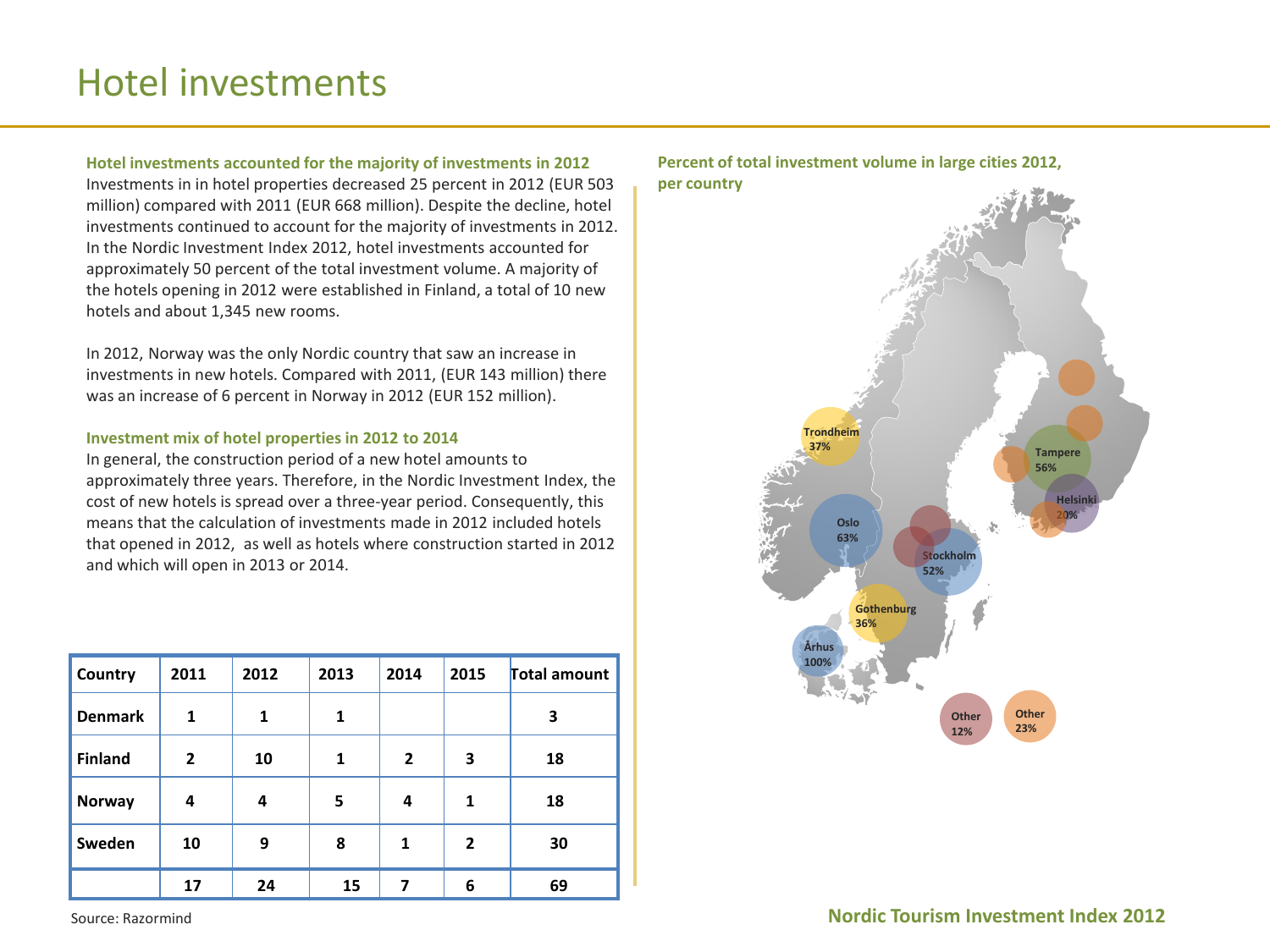# Hotel investments

**Hotel investments accounted for the majority of investments in 2012**

Investments in in hotel properties decreased 25 percent in 2012 (EUR 503 million) compared with 2011 (EUR 668 million). Despite the decline, hotel investments continued to account for the majority of investments in 2012. In the Nordic Investment Index 2012, hotel investments accounted for approximately 50 percent of the total investment volume. A majority of the hotels opening in 2012 were established in Finland, a total of 10 new hotels and about 1,345 new rooms.

In 2012, Norway was the only Nordic country that saw an increase in investments in new hotels. Compared with 2011, (EUR 143 million) there was an increase of 6 percent in Norway in 2012 (EUR 152 million).

**Investment mix of hotel properties in 2012 to 2014**

In general, the construction period of a new hotel amounts to approximately three years. Therefore, in the Nordic Investment Index, the cost of new hotels is spread over a three-year period. Consequently, this means that the calculation of investments made in 2012 included hotels that opened in 2012, as well as hotels where construction started in 2012 and which will open in 2013 or 2014.

| Country | 2011 | 2012 | 2013 | 2014 | 2015 | Total amount |
|---|---|---|---|---|---|---|
| Denmark | 1 | 1 | 1 | | | 3 |
| Finland | 2 | 10 | 1 | 2 | 3 | 18 |
| Norway | 4 | 4 | 5 | 4 | 1 | 18 |
| Sweden | 10 | 9 | 8 | 1 | 2 | 30 |
| | 17 | 24 | 15 | 7 | 6 | 69 |

Source: Razormind

**Percent of total investment volume in large cities 2012, per country**

Trondheim 37%, Oslo 63%, Stockholm 52%, Gothenburg 36%, Århus 100%, Tampere 56%, Helsinki 20%, Other 12%, Other 23%

Nordic Tourism Investment Index 2012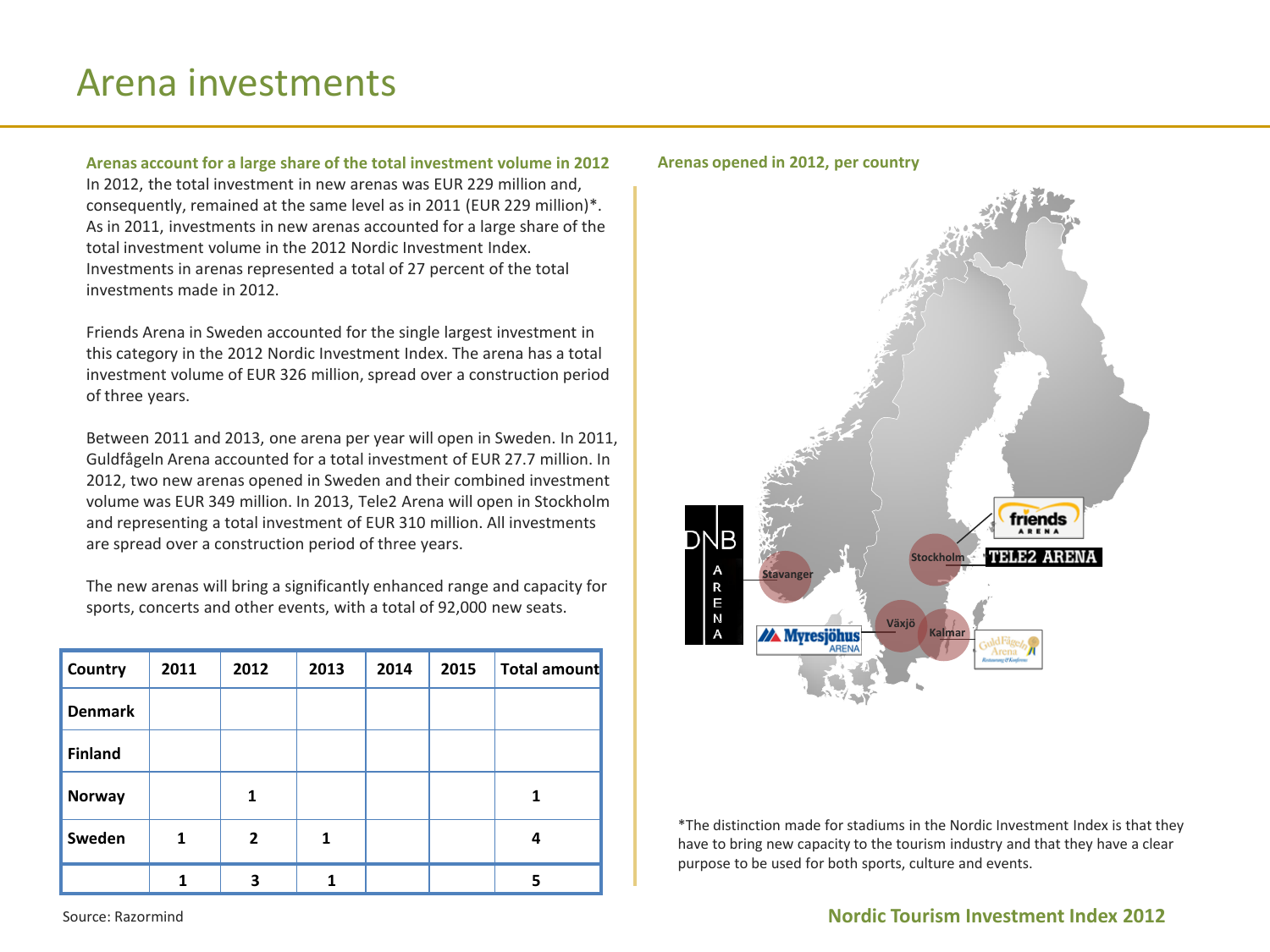# Arena investments

**Arenas account for a large share of the total investment volume in 2012**

In 2012, the total investment in new arenas was EUR 229 million and, consequently, remained at the same level as in 2011 (EUR 229 million)*. As in 2011, investments in new arenas accounted for a large share of the total investment volume in the 2012 Nordic Investment Index. Investments in arenas represented a total of 27 percent of the total investments made in 2012.

Friends Arena in Sweden accounted for the single largest investment in this category in the 2012 Nordic Investment Index. The arena has a total investment volume of EUR 326 million, spread over a construction period of three years.

Between 2011 and 2013, one arena per year will open in Sweden. In 2011, Guldfågeln Arena accounted for a total investment of EUR 27.7 million. In 2012, two new arenas opened in Sweden and their combined investment volume was EUR 349 million. In 2013, Tele2 Arena will open in Stockholm and representing a total investment of EUR 310 million. All investments are spread over a construction period of three years.

The new arenas will bring a significantly enhanced range and capacity for sports, concerts and other events, with a total of 92,000 new seats.

| Country | 2011 | 2012 | 2013 | 2014 | 2015 | Total amount |
|---|---|---|---|---|---|---|
| Denmark | | | | | | |
| Finland | | | | | | |
| Norway | | 1 | | | | 1 |
| Sweden | 1 | 2 | 1 | | | 4 |
| | 1 | 3 | 1 | | | 5 |

Source: Razormind

**Arenas opened in 2012, per country**

DNB Arena – Stavanger
Myresjöhus Arena – Växjö
Guldfågeln Arena – Kalmar
Friends Arena – Stockholm
Tele2 Arena – Stockholm

*The distinction made for stadiums in the Nordic Investment Index is that they have to bring new capacity to the tourism industry and that they have a clear purpose to be used for both sports, culture and events.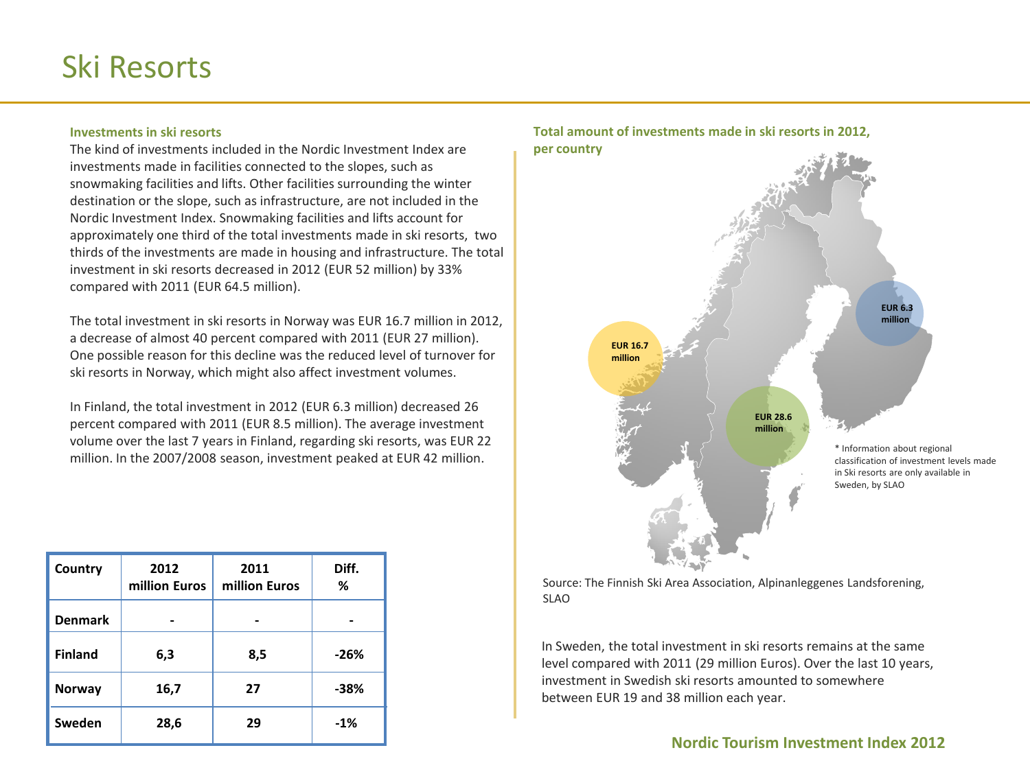# Ski Resorts

### Investments in ski resorts

The kind of investments included in the Nordic Investment Index are investments made in facilities connected to the slopes, such as snowmaking facilities and lifts. Other facilities surrounding the winter destination or the slope, such as infrastructure, are not included in the Nordic Investment Index. Snowmaking facilities and lifts account for approximately one third of the total investments made in ski resorts, two thirds of the investments are made in housing and infrastructure. The total investment in ski resorts decreased in 2012 (EUR 52 million) by 33% compared with 2011 (EUR 64.5 million).

The total investment in ski resorts in Norway was EUR 16.7 million in 2012, a decrease of almost 40 percent compared with 2011 (EUR 27 million). One possible reason for this decline was the reduced level of turnover for ski resorts in Norway, which might also affect investment volumes.

In Finland, the total investment in 2012 (EUR 6.3 million) decreased 26 percent compared with 2011 (EUR 8.5 million). The average investment volume over the last 7 years in Finland, regarding ski resorts, was EUR 22 million. In the 2007/2008 season, investment peaked at EUR 42 million.

| Country | 2012 million Euros | 2011 million Euros | Diff. % |
|---|---|---|---|
| **Denmark** | **-** | **-** | **-** |
| **Finland** | **6,3** | **8,5** | **-26%** |
| **Norway** | **16,7** | **27** | **-38%** |
| **Sweden** | **28,6** | **29** | **-1%** |

### Total amount of investments made in ski resorts in 2012, per country

EUR 16.7 million

EUR 6.3 million

EUR 28.6 million

* Information about regional classification of investment levels made in Ski resorts are only available in Sweden, by SLAO

Source: The Finnish Ski Area Association, Alpinanleggenes Landsforening, SLAO

In Sweden, the total investment in ski resorts remains at the same level compared with 2011 (29 million Euros). Over the last 10 years, investment in Swedish ski resorts amounted to somewhere between EUR 19 and 38 million each year.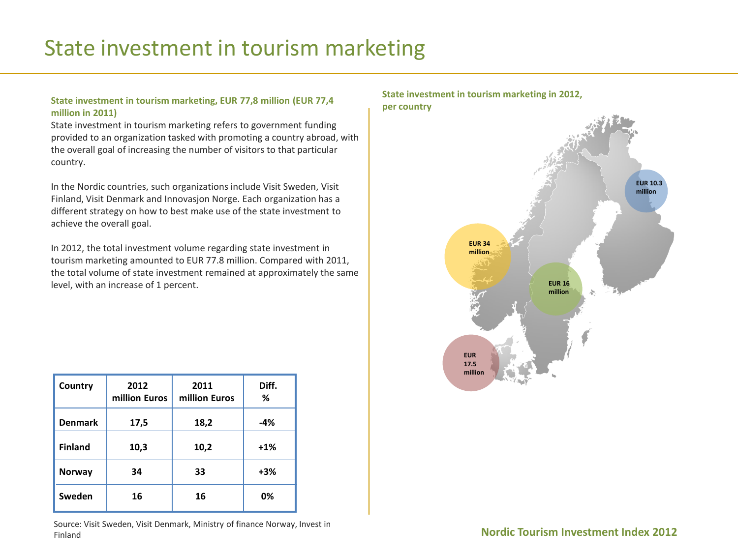# State investment in tourism marketing

**State investment in tourism marketing, EUR 77,8 million (EUR 77,4 million in 2011)**

State investment in tourism marketing refers to government funding provided to an organization tasked with promoting a country abroad, with the overall goal of increasing the number of visitors to that particular country.

In the Nordic countries, such organizations include Visit Sweden, Visit Finland, Visit Denmark and Innovasjon Norge. Each organization has a different strategy on how to best make use of the state investment to achieve the overall goal.

In 2012, the total investment volume regarding state investment in tourism marketing amounted to EUR 77.8 million. Compared with 2011, the total volume of state investment remained at approximately the same level, with an increase of 1 percent.

| Country | 2012 million Euros | 2011 million Euros | Diff. % |
|---|---|---|---|
| Denmark | 17,5 | 18,2 | -4% |
| Finland | 10,3 | 10,2 | +1% |
| Norway | 34 | 33 | +3% |
| Sweden | 16 | 16 | 0% |

Source: Visit Sweden, Visit Denmark, Ministry of finance Norway, Invest in Finland

**State investment in tourism marketing in 2012, per country**

EUR 10.3 million

EUR 34 million

EUR 16 million

EUR 17.5 million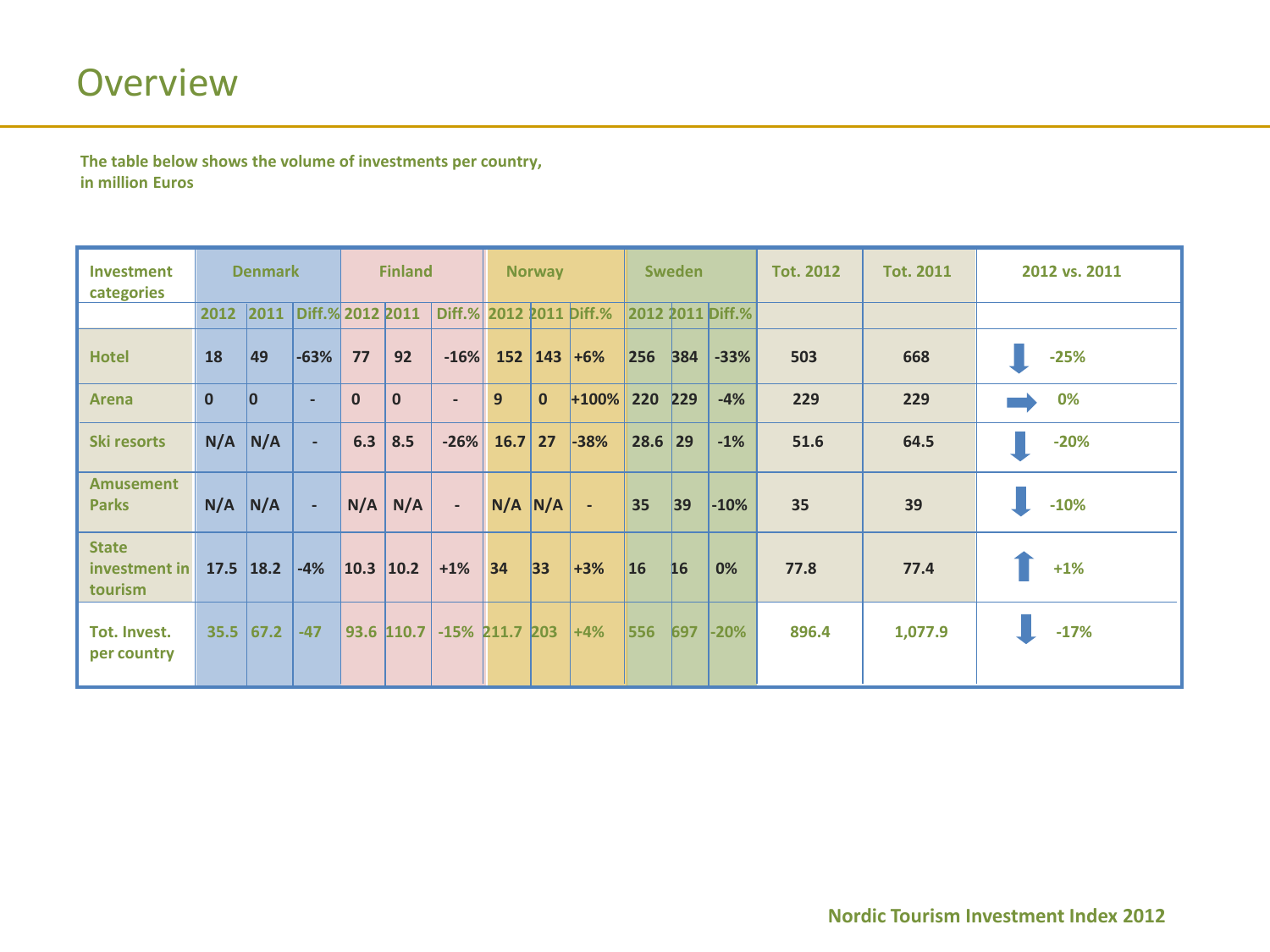# Overview

**The table below shows the volume of investments per country, in million Euros**

| Investment categories | Denmark | | | Finland | | | Norway | | | Sweden | | | Tot. 2012 | Tot. 2011 | 2012 vs. 2011 |
|---|---|---|---|---|---|---|---|---|---|---|---|---|---|---|---|
| | 2012 | 2011 | Diff.% | 2012 | 2011 | Diff.% | 2012 | 2011 | Diff.% | 2012 | 2011 | Diff.% | | | |
| Hotel | 18 | 49 | -63% | 77 | 92 | -16% | 152 | 143 | +6% | 256 | 384 | -33% | 503 | 668 | ⬇ -25% |
| Arena | 0 | 0 | - | 0 | 0 | - | 9 | 0 | +100% | 220 | 229 | -4% | 229 | 229 | ➡ 0% |
| Ski resorts | N/A | N/A | - | 6.3 | 8.5 | -26% | 16.7 | 27 | -38% | 28.6 | 29 | -1% | 51.6 | 64.5 | ⬇ -20% |
| Amusement Parks | N/A | N/A | - | N/A | N/A | - | N/A | N/A | - | 35 | 39 | -10% | 35 | 39 | ⬇ -10% |
| State investment in tourism | 17.5 | 18.2 | -4% | 10.3 | 10.2 | +1% | 34 | 33 | +3% | 16 | 16 | 0% | 77.8 | 77.4 | ⬆ +1% |
| Tot. Invest. per country | 35.5 | 67.2 | -47 | 93.6 | 110.7 | -15% | 211.7 | 203 | +4% | 556 | 697 | -20% | 896.4 | 1,077.9 | ⬇ -17% |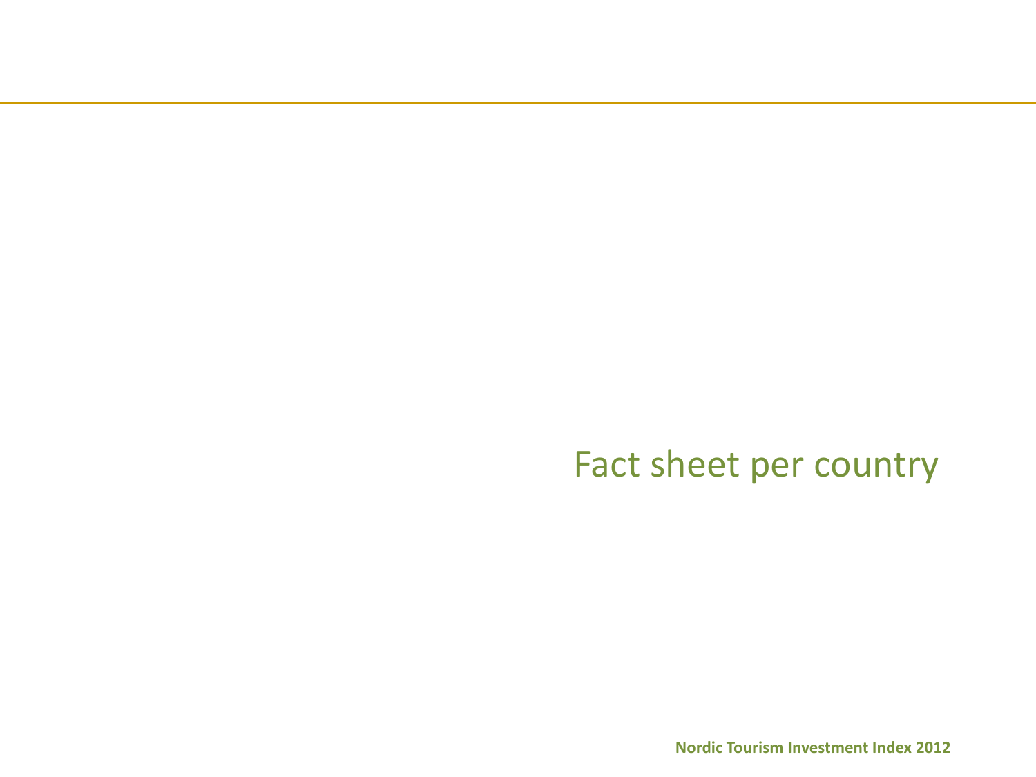# Fact sheet per country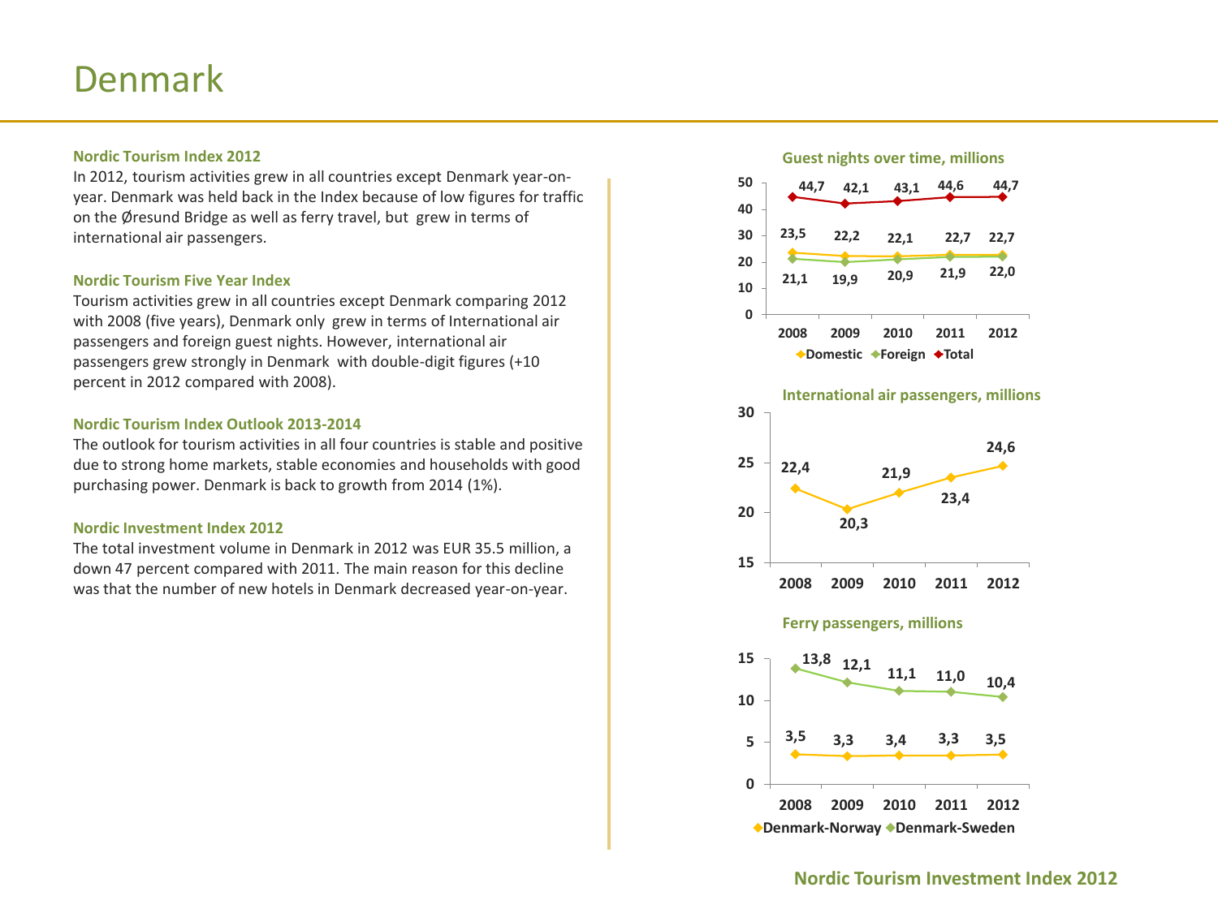# Denmark

### Nordic Tourism Index 2012

In 2012, tourism activities grew in all countries except Denmark year-on-year. Denmark was held back in the Index because of low figures for traffic on the Øresund Bridge as well as ferry travel, but grew in terms of international air passengers.

### Nordic Tourism Five Year Index

Tourism activities grew in all countries except Denmark comparing 2012 with 2008 (five years), Denmark only grew in terms of International air passengers and foreign guest nights. However, international air passengers grew strongly in Denmark with double-digit figures (+10 percent in 2012 compared with 2008).

### Nordic Tourism Index Outlook 2013-2014

The outlook for tourism activities in all four countries is stable and positive due to strong home markets, stable economies and households with good purchasing power. Denmark is back to growth from 2014 (1%).

### Nordic Investment Index 2012

The total investment volume in Denmark in 2012 was EUR 35.5 million, a down 47 percent compared with 2011. The main reason for this decline was that the number of new hotels in Denmark decreased year-on-year.

**Guest nights over time, millions**

| | 2008 | 2009 | 2010 | 2011 | 2012 |
|---|---|---|---|---|---|
| Domestic | 23,5 | 22,2 | 22,1 | 22,7 | 22,7 |
| Foreign | 21,1 | 19,9 | 20,9 | 21,9 | 22,0 |
| Total | 44,7 | 42,1 | 43,1 | 44,6 | 44,7 |

**International air passengers, millions**

| 2008 | 2009 | 2010 | 2011 | 2012 |
|---|---|---|---|---|
| 22,4 | 20,3 | 21,9 | 23,4 | 24,6 |

**Ferry passengers, millions**

| | 2008 | 2009 | 2010 | 2011 | 2012 |
|---|---|---|---|---|---|
| Denmark-Norway | 3,5 | 3,3 | 3,4 | 3,3 | 3,5 |
| Denmark-Sweden | 13,8 | 12,1 | 11,1 | 11,0 | 10,4 |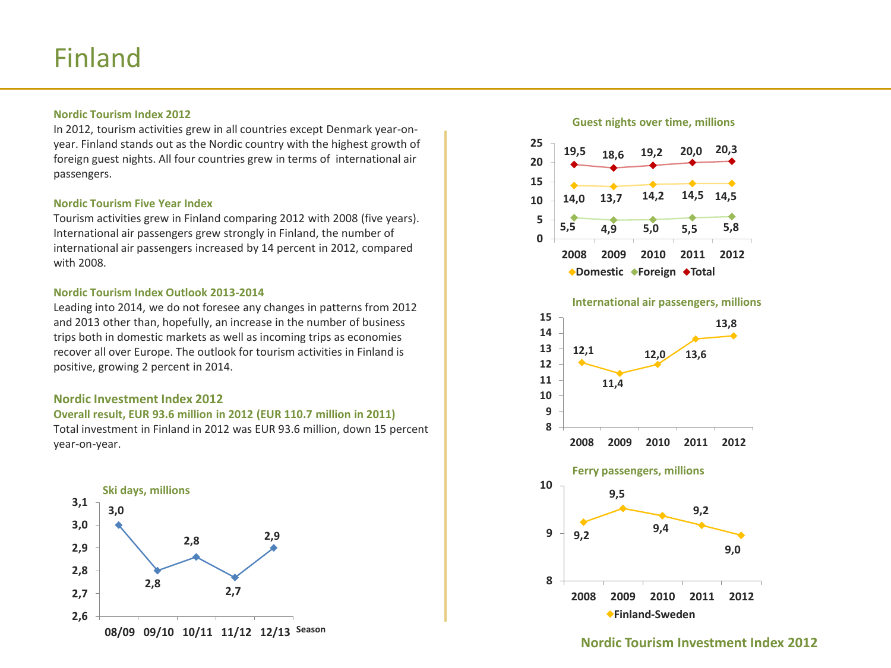# Finland

### Nordic Tourism Index 2012

In 2012, tourism activities grew in all countries except Denmark year-on-year. Finland stands out as the Nordic country with the highest growth of foreign guest nights. All four countries grew in terms of international air passengers.

### Nordic Tourism Five Year Index

Tourism activities grew in Finland comparing 2012 with 2008 (five years). International air passengers grew strongly in Finland, the number of international air passengers increased by 14 percent in 2012, compared with 2008.

### Nordic Tourism Index Outlook 2013-2014

Leading into 2014, we do not foresee any changes in patterns from 2012 and 2013 other than, hopefully, an increase in the number of business trips both in domestic markets as well as incoming trips as economies recover all over Europe. The outlook for tourism activities in Finland is positive, growing 2 percent in 2014.

## Nordic Investment Index 2012

**Overall result, EUR 93.6 million in 2012 (EUR 110.7 million in 2011)**

Total investment in Finland in 2012 was EUR 93.6 million, down 15 percent year-on-year.

**Ski days, millions**

| Season | 08/09 | 09/10 | 10/11 | 11/12 | 12/13 |
|---|---|---|---|---|---|
| Ski days | 3,0 | 2,8 | 2,8 | 2,7 | 2,9 |

**Guest nights over time, millions**

| | 2008 | 2009 | 2010 | 2011 | 2012 |
|---|---|---|---|---|---|
| Domestic | 14,0 | 13,7 | 14,2 | 14,5 | 14,5 |
| Foreign | 5,5 | 4,9 | 5,0 | 5,5 | 5,8 |
| Total | 19,5 | 18,6 | 19,2 | 20,0 | 20,3 |

**International air passengers, millions**

| 2008 | 2009 | 2010 | 2011 | 2012 |
|---|---|---|---|---|
| 12,1 | 11,4 | 12,0 | 13,6 | 13,8 |

**Ferry passengers, millions**

| | 2008 | 2009 | 2010 | 2011 | 2012 |
|---|---|---|---|---|---|
| Finland-Sweden | 9,2 | 9,5 | 9,4 | 9,2 | 9,0 |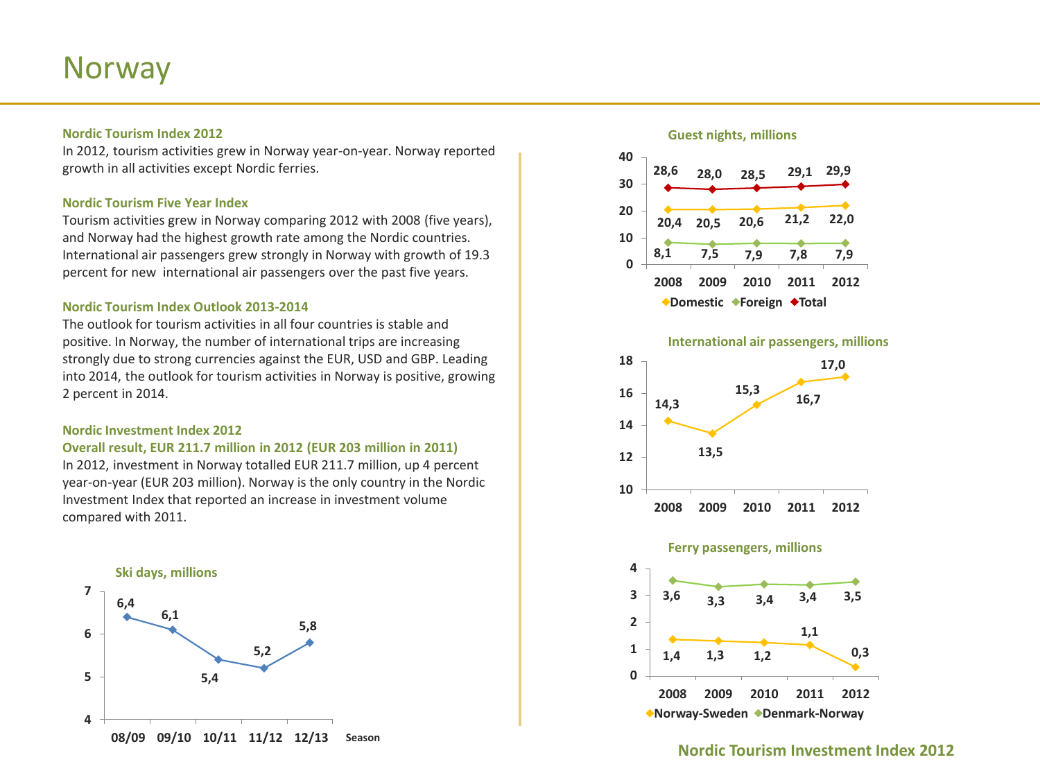# Norway

**Nordic Tourism Index 2012**

In 2012, tourism activities grew in Norway year-on-year. Norway reported growth in all activities except Nordic ferries.

**Nordic Tourism Five Year Index**

Tourism activities grew in Norway comparing 2012 with 2008 (five years), and Norway had the highest growth rate among the Nordic countries. International air passengers grew strongly in Norway with growth of 19.3 percent for new international air passengers over the past five years.

**Nordic Tourism Index Outlook 2013-2014**

The outlook for tourism activities in all four countries is stable and positive. In Norway, the number of international trips are increasing strongly due to strong currencies against the EUR, USD and GBP. Leading into 2014, the outlook for tourism activities in Norway is positive, growing 2 percent in 2014.

**Nordic Investment Index 2012**

**Overall result, EUR 211.7 million in 2012 (EUR 203 million in 2011)**

In 2012, investment in Norway totalled EUR 211.7 million, up 4 percent year-on-year (EUR 203 million). Norway is the only country in the Nordic Investment Index that reported an increase in investment volume compared with 2011.

**Ski days, millions**

| Season | 08/09 | 09/10 | 10/11 | 11/12 | 12/13 |
|---|---|---|---|---|---|
| Ski days | 6,4 | 6,1 | 5,4 | 5,2 | 5,8 |

**Guest nights, millions**

| | 2008 | 2009 | 2010 | 2011 | 2012 |
|---|---|---|---|---|---|
| Domestic | 20,4 | 20,5 | 20,6 | 21,2 | 22,0 |
| Foreign | 8,1 | 7,5 | 7,9 | 7,8 | 7,9 |
| Total | 28,6 | 28,0 | 28,5 | 29,1 | 29,9 |

**International air passengers, millions**

| 2008 | 2009 | 2010 | 2011 | 2012 |
|---|---|---|---|---|
| 14,3 | 13,5 | 15,3 | 16,7 | 17,0 |

**Ferry passengers, millions**

| | 2008 | 2009 | 2010 | 2011 | 2012 |
|---|---|---|---|---|---|
| Norway-Sweden | 1,4 | 1,3 | 1,2 | 1,1 | 0,3 |
| Denmark-Norway | 3,6 | 3,3 | 3,4 | 3,4 | 3,5 |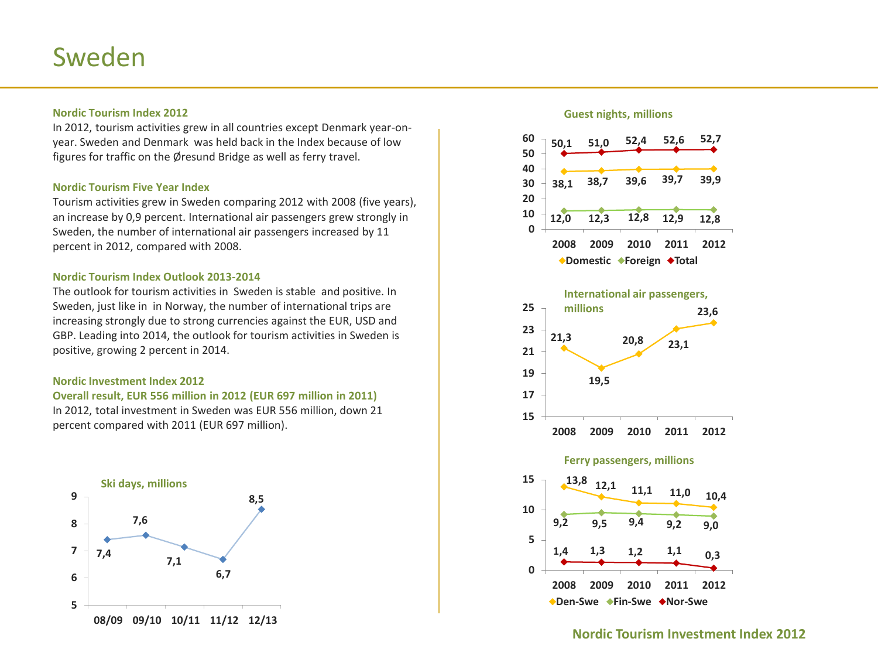# Sweden

### Nordic Tourism Index 2012

In 2012, tourism activities grew in all countries except Denmark year-on-year. Sweden and Denmark was held back in the Index because of low figures for traffic on the Øresund Bridge as well as ferry travel.

### Nordic Tourism Five Year Index

Tourism activities grew in Sweden comparing 2012 with 2008 (five years), an increase by 0,9 percent. International air passengers grew strongly in Sweden, the number of international air passengers increased by 11 percent in 2012, compared with 2008.

### Nordic Tourism Index Outlook 2013-2014

The outlook for tourism activities in Sweden is stable and positive. In Sweden, just like in in Norway, the number of international trips are increasing strongly due to strong currencies against the EUR, USD and GBP. Leading into 2014, the outlook for tourism activities in Sweden is positive, growing 2 percent in 2014.

### Nordic Investment Index 2012

**Overall result, EUR 556 million in 2012 (EUR 697 million in 2011)**

In 2012, total investment in Sweden was EUR 556 million, down 21 percent compared with 2011 (EUR 697 million).

**Ski days, millions**

| 08/09 | 09/10 | 10/11 | 11/12 | 12/13 |
|---|---|---|---|---|
| 7,4 | 7,6 | 7,1 | 6,7 | 8,5 |

**Guest nights, millions**

| | 2008 | 2009 | 2010 | 2011 | 2012 |
|---|---|---|---|---|---|
| Domestic | 38,1 | 38,7 | 39,6 | 39,7 | 39,9 |
| Foreign | 12,0 | 12,3 | 12,8 | 12,9 | 12,8 |
| Total | 50,1 | 51,0 | 52,4 | 52,6 | 52,7 |

**International air passengers, millions**

| 2008 | 2009 | 2010 | 2011 | 2012 |
|---|---|---|---|---|
| 21,3 | 19,5 | 20,8 | 23,1 | 23,6 |

**Ferry passengers, millions**

| | 2008 | 2009 | 2010 | 2011 | 2012 |
|---|---|---|---|---|---|
| Den-Swe | 13,8 | 12,1 | 11,1 | 11,0 | 10,4 |
| Fin-Swe | 9,2 | 9,5 | 9,4 | 9,2 | 9,0 |
| Nor-Swe | 1,4 | 1,3 | 1,2 | 1,1 | 0,3 |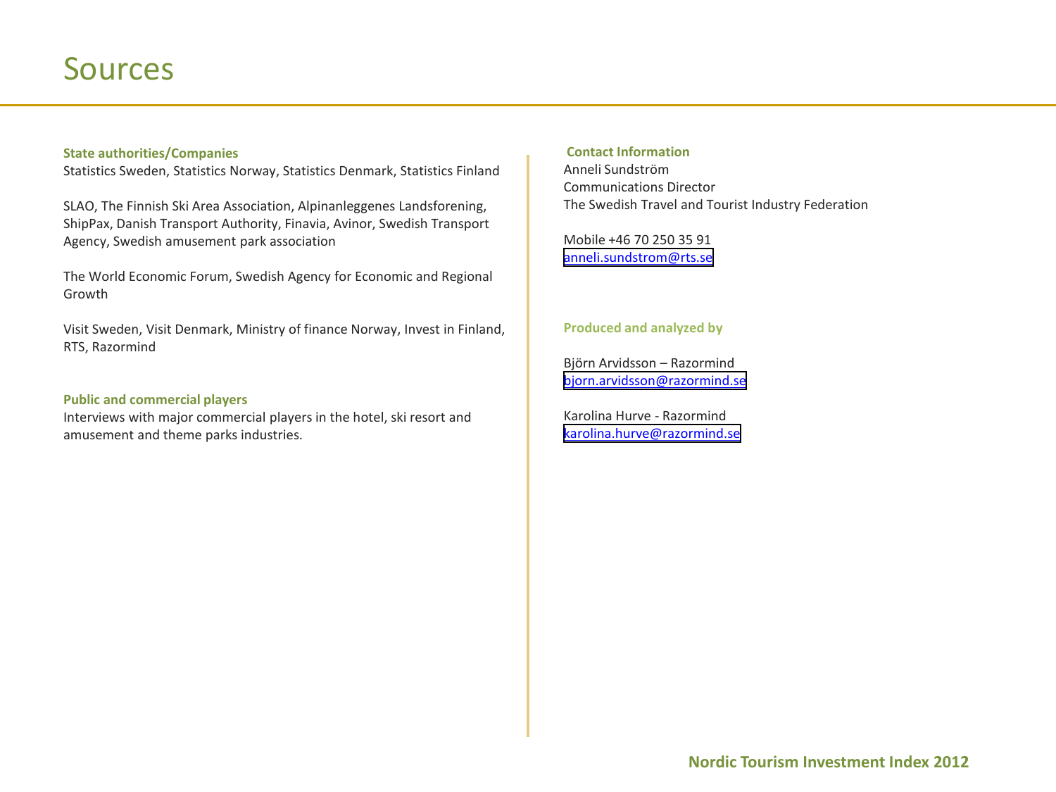# Sources

**State authorities/Companies**

Statistics Sweden, Statistics Norway, Statistics Denmark, Statistics Finland

SLAO, The Finnish Ski Area Association, Alpinanleggenes Landsforening, ShipPax, Danish Transport Authority, Finavia, Avinor, Swedish Transport Agency, Swedish amusement park association

The World Economic Forum, Swedish Agency for Economic and Regional Growth

Visit Sweden, Visit Denmark, Ministry of finance Norway, Invest in Finland, RTS, Razormind

**Public and commercial players**

Interviews with major commercial players in the hotel, ski resort and amusement and theme parks industries.

**Contact Information**

Anneli Sundström
Communications Director
The Swedish Travel and Tourist Industry Federation

Mobile +46 70 250 35 91
anneli.sundstrom@rts.se

**Produced and analyzed by**

Björn Arvidsson – Razormind
bjorn.arvidsson@razormind.se

Karolina Hurve - Razormind
karolina.hurve@razormind.se